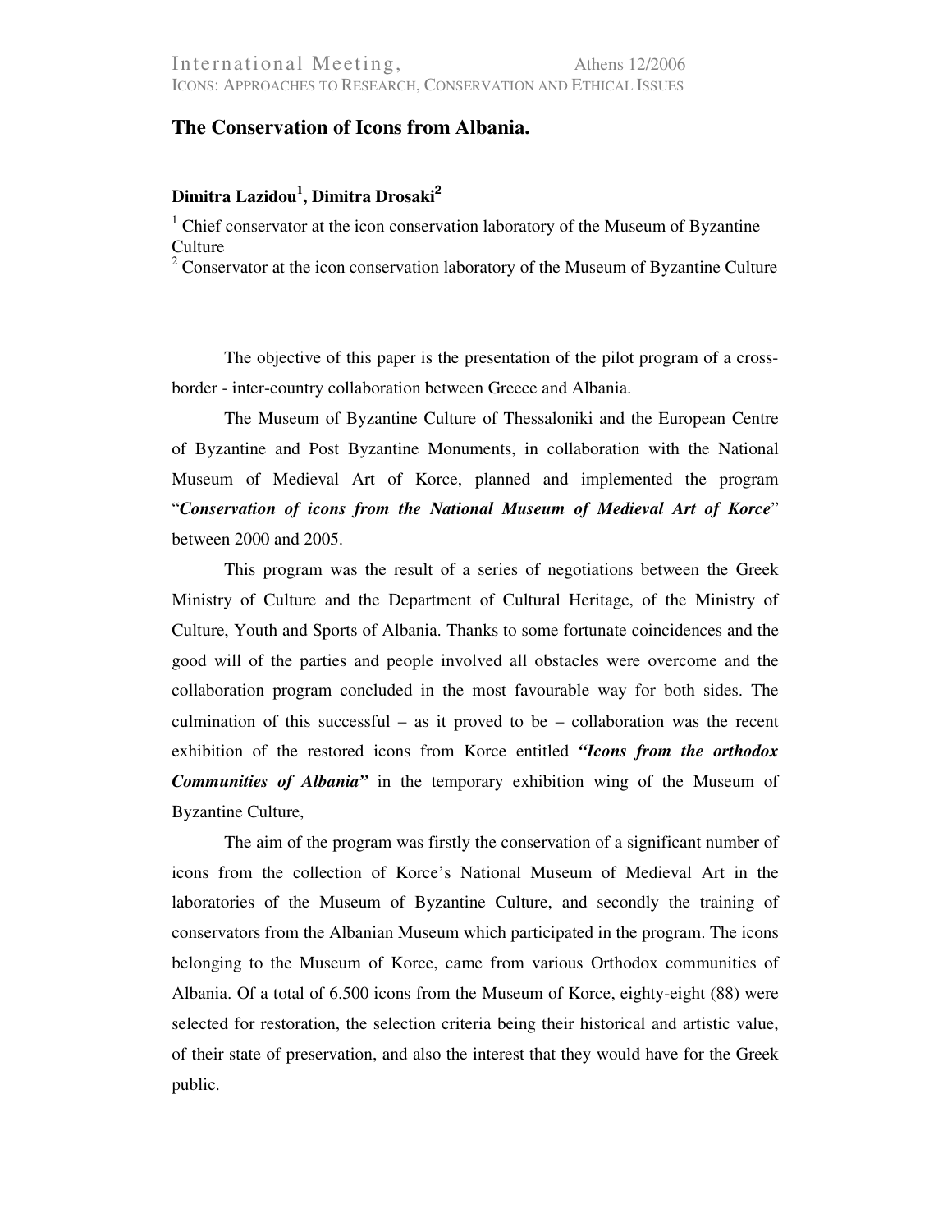# The Conservation of Icons from Albania.

**Dimitra Lazidou[1], Dimitra Drosaki[2]**

[1] Chief conservator at the icon conservation laboratory of the Museum of Byzantine Culture

[2] Conservator at the icon conservation laboratory of the Museum of Byzantine Culture

The objective of this paper is the presentation of the pilot program of a cross-border - inter-country collaboration between Greece and Albania.

The Museum of Byzantine Culture of Thessaloniki and the European Centre of Byzantine and Post Byzantine Monuments, in collaboration with the National Museum of Medieval Art of Korce, planned and implemented the program "***Conservation of icons from the National Museum of Medieval Art of Korce***" between 2000 and 2005.

This program was the result of a series of negotiations between the Greek Ministry of Culture and the Department of Cultural Heritage, of the Ministry of Culture, Youth and Sports of Albania. Thanks to some fortunate coincidences and the good will of the parties and people involved all obstacles were overcome and the collaboration program concluded in the most favourable way for both sides. The culmination of this successful – as it proved to be – collaboration was the recent exhibition of the restored icons from Korce entitled ***"Icons from the orthodox Communities of Albania"*** in the temporary exhibition wing of the Museum of Byzantine Culture,

The aim of the program was firstly the conservation of a significant number of icons from the collection of Korce's National Museum of Medieval Art in the laboratories of the Museum of Byzantine Culture, and secondly the training of conservators from the Albanian Museum which participated in the program. The icons belonging to the Museum of Korce, came from various Orthodox communities of Albania. Of a total of 6.500 icons from the Museum of Korce, eighty-eight (88) were selected for restoration, the selection criteria being their historical and artistic value, of their state of preservation, and also the interest that they would have for the Greek public.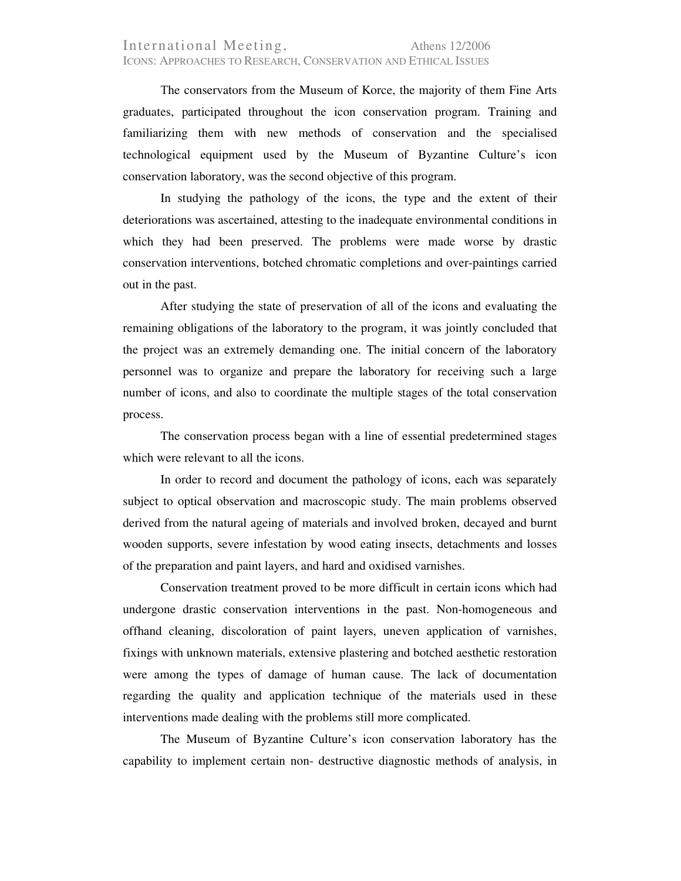The conservators from the Museum of Korce, the majority of them Fine Arts graduates, participated throughout the icon conservation program. Training and familiarizing them with new methods of conservation and the specialised technological equipment used by the Museum of Byzantine Culture's icon conservation laboratory, was the second objective of this program.

In studying the pathology of the icons, the type and the extent of their deteriorations was ascertained, attesting to the inadequate environmental conditions in which they had been preserved. The problems were made worse by drastic conservation interventions, botched chromatic completions and over-paintings carried out in the past.

After studying the state of preservation of all of the icons and evaluating the remaining obligations of the laboratory to the program, it was jointly concluded that the project was an extremely demanding one. The initial concern of the laboratory personnel was to organize and prepare the laboratory for receiving such a large number of icons, and also to coordinate the multiple stages of the total conservation process.

The conservation process began with a line of essential predetermined stages which were relevant to all the icons.

In order to record and document the pathology of icons, each was separately subject to optical observation and macroscopic study. The main problems observed derived from the natural ageing of materials and involved broken, decayed and burnt wooden supports, severe infestation by wood eating insects, detachments and losses of the preparation and paint layers, and hard and oxidised varnishes.

Conservation treatment proved to be more difficult in certain icons which had undergone drastic conservation interventions in the past. Non-homogeneous and offhand cleaning, discoloration of paint layers, uneven application of varnishes, fixings with unknown materials, extensive plastering and botched aesthetic restoration were among the types of damage of human cause. The lack of documentation regarding the quality and application technique of the materials used in these interventions made dealing with the problems still more complicated.

The Museum of Byzantine Culture's icon conservation laboratory has the capability to implement certain non- destructive diagnostic methods of analysis, in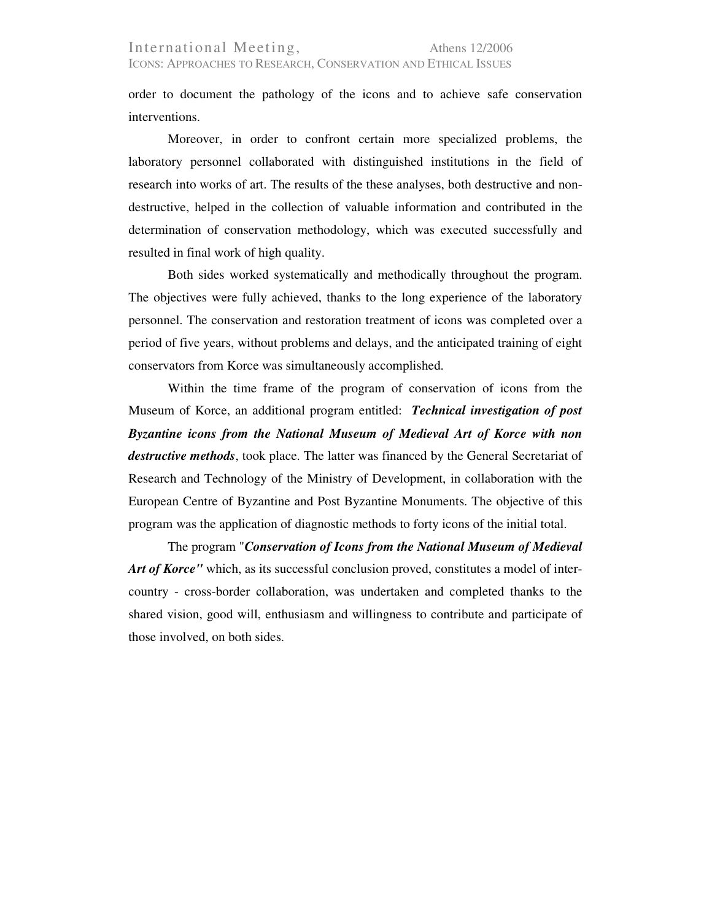order to document the pathology of the icons and to achieve safe conservation interventions.

Moreover, in order to confront certain more specialized problems, the laboratory personnel collaborated with distinguished institutions in the field of research into works of art. The results of the these analyses, both destructive and non-destructive, helped in the collection of valuable information and contributed in the determination of conservation methodology, which was executed successfully and resulted in final work of high quality.

Both sides worked systematically and methodically throughout the program. The objectives were fully achieved, thanks to the long experience of the laboratory personnel. The conservation and restoration treatment of icons was completed over a period of five years, without problems and delays, and the anticipated training of eight conservators from Korce was simultaneously accomplished.

Within the time frame of the program of conservation of icons from the Museum of Korce, an additional program entitled: ***Technical investigation of post Byzantine icons from the National Museum of Medieval Art of Korce with non destructive methods***, took place. The latter was financed by the General Secretariat of Research and Technology of the Ministry of Development, in collaboration with the European Centre of Byzantine and Post Byzantine Monuments. The objective of this program was the application of diagnostic methods to forty icons of the initial total.

The program "***Conservation of Icons from the National Museum of Medieval Art of Korce"*** which, as its successful conclusion proved, constitutes a model of inter-country - cross-border collaboration, was undertaken and completed thanks to the shared vision, good will, enthusiasm and willingness to contribute and participate of those involved, on both sides.